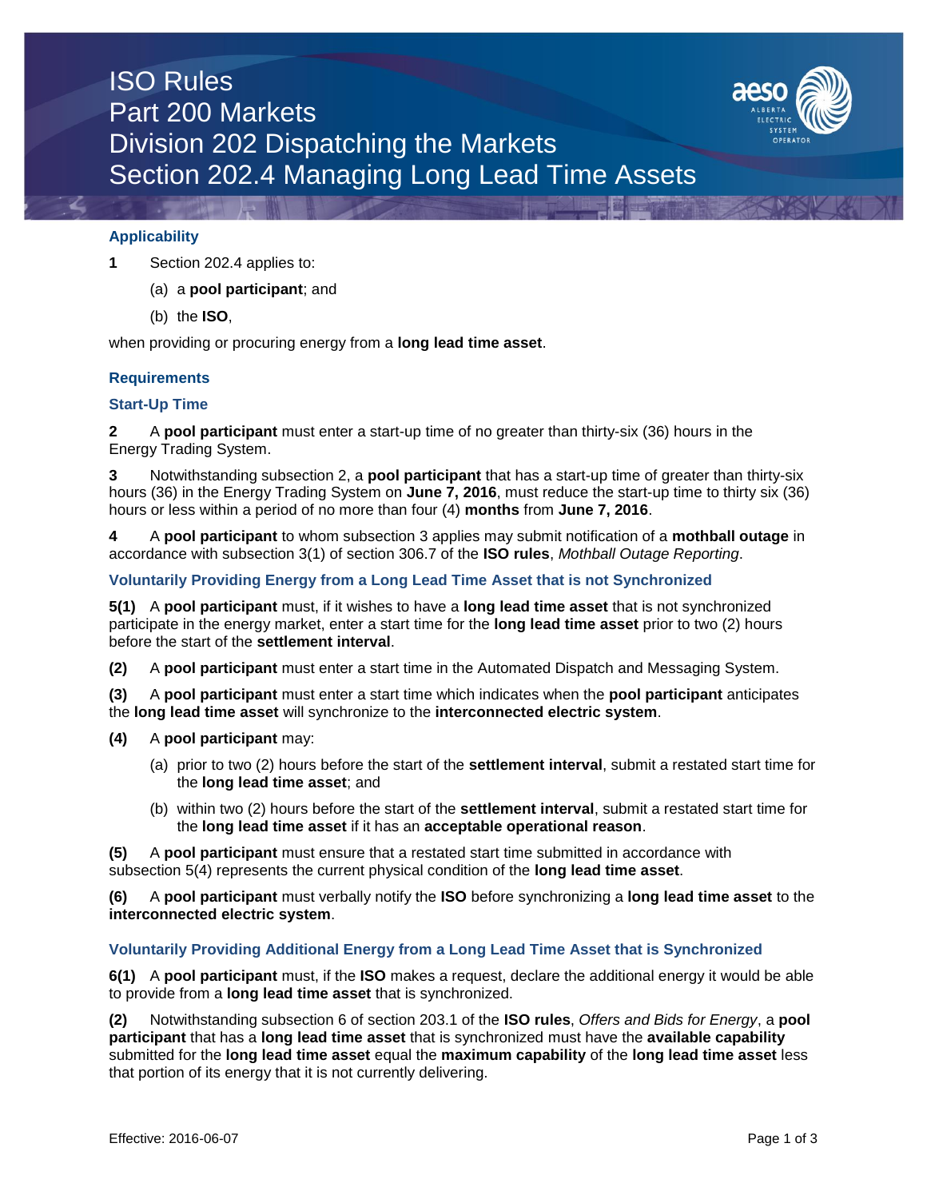# ISO Rules
# Part 200 Markets
# Division 202 Dispatching the Markets
# Section 202.4 Managing Long Lead Time Assets

## Applicability

**1** Section 202.4 applies to:

(a) a **pool participant**; and

(b) the **ISO**,

when providing or procuring energy from a **long lead time asset**.

## Requirements

### Start-Up Time

**2** A **pool participant** must enter a start-up time of no greater than thirty-six (36) hours in the Energy Trading System.

**3** Notwithstanding subsection 2, a **pool participant** that has a start-up time of greater than thirty-six hours (36) in the Energy Trading System on **June 7, 2016**, must reduce the start-up time to thirty six (36) hours or less within a period of no more than four (4) **months** from **June 7, 2016**.

**4** A **pool participant** to whom subsection 3 applies may submit notification of a **mothball outage** in accordance with subsection 3(1) of section 306.7 of the **ISO rules**, *Mothball Outage Reporting*.

### Voluntarily Providing Energy from a Long Lead Time Asset that is not Synchronized

**5(1)** A **pool participant** must, if it wishes to have a **long lead time asset** that is not synchronized participate in the energy market, enter a start time for the **long lead time asset** prior to two (2) hours before the start of the **settlement interval**.

**(2)** A **pool participant** must enter a start time in the Automated Dispatch and Messaging System.

**(3)** A **pool participant** must enter a start time which indicates when the **pool participant** anticipates the **long lead time asset** will synchronize to the **interconnected electric system**.

**(4)** A **pool participant** may:

(a) prior to two (2) hours before the start of the **settlement interval**, submit a restated start time for the **long lead time asset**; and

(b) within two (2) hours before the start of the **settlement interval**, submit a restated start time for the **long lead time asset** if it has an **acceptable operational reason**.

**(5)** A **pool participant** must ensure that a restated start time submitted in accordance with subsection 5(4) represents the current physical condition of the **long lead time asset**.

**(6)** A **pool participant** must verbally notify the **ISO** before synchronizing a **long lead time asset** to the **interconnected electric system**.

### Voluntarily Providing Additional Energy from a Long Lead Time Asset that is Synchronized

**6(1)** A **pool participant** must, if the **ISO** makes a request, declare the additional energy it would be able to provide from a **long lead time asset** that is synchronized.

**(2)** Notwithstanding subsection 6 of section 203.1 of the **ISO rules**, *Offers and Bids for Energy*, a **pool participant** that has a **long lead time asset** that is synchronized must have the **available capability** submitted for the **long lead time asset** equal the **maximum capability** of the **long lead time asset** less that portion of its energy that it is not currently delivering.

Effective: 2016-06-07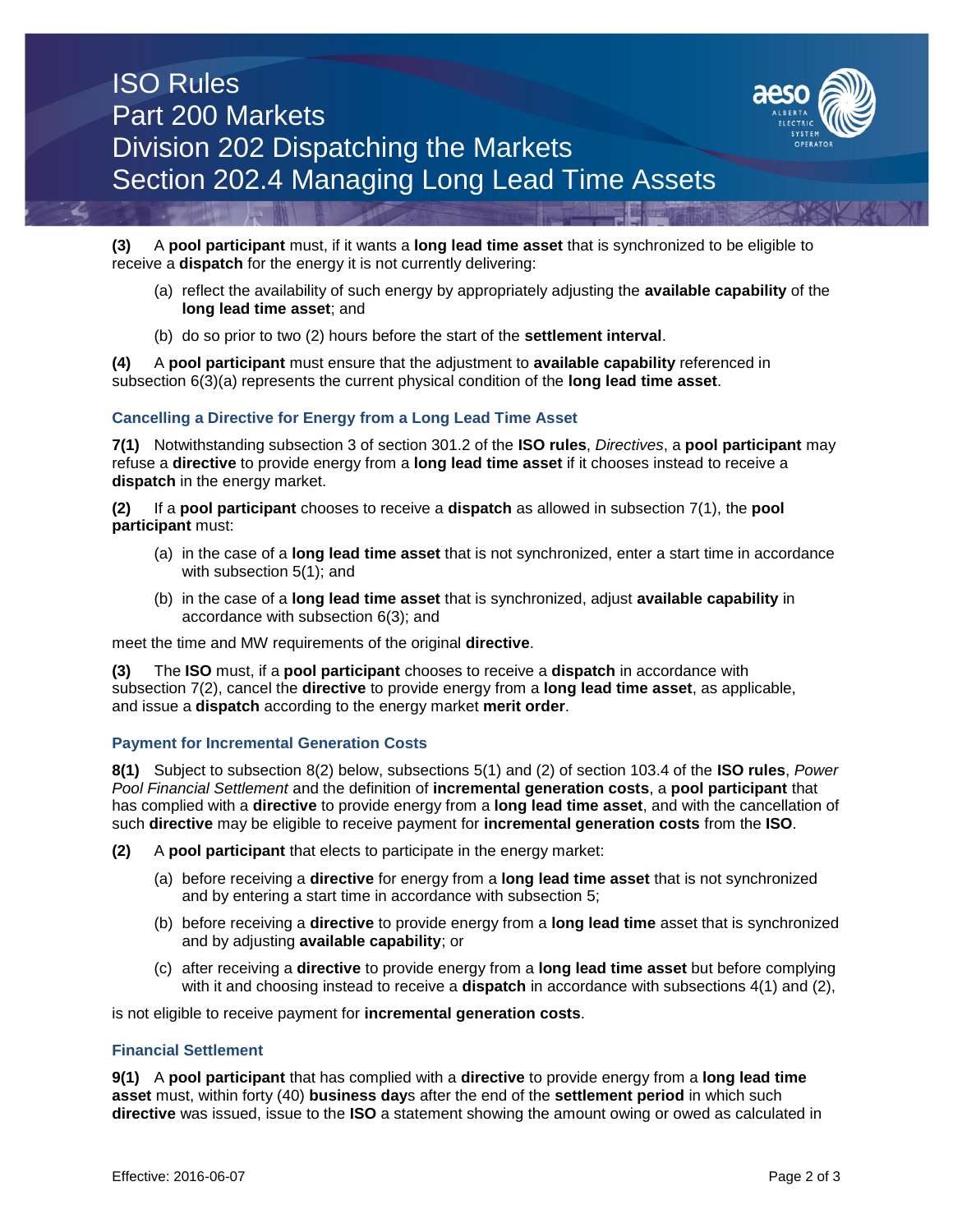**(3)** A **pool participant** must, if it wants a **long lead time asset** that is synchronized to be eligible to receive a **dispatch** for the energy it is not currently delivering:

(a) reflect the availability of such energy by appropriately adjusting the **available capability** of the **long lead time asset**; and

(b) do so prior to two (2) hours before the start of the **settlement interval**.

**(4)** A **pool participant** must ensure that the adjustment to **available capability** referenced in subsection 6(3)(a) represents the current physical condition of the **long lead time asset**.

### Cancelling a Directive for Energy from a Long Lead Time Asset

**7(1)** Notwithstanding subsection 3 of section 301.2 of the **ISO rules**, *Directives*, a **pool participant** may refuse a **directive** to provide energy from a **long lead time asset** if it chooses instead to receive a **dispatch** in the energy market.

**(2)** If a **pool participant** chooses to receive a **dispatch** as allowed in subsection 7(1), the **pool participant** must:

(a) in the case of a **long lead time asset** that is not synchronized, enter a start time in accordance with subsection 5(1); and

(b) in the case of a **long lead time asset** that is synchronized, adjust **available capability** in accordance with subsection 6(3); and

meet the time and MW requirements of the original **directive**.

**(3)** The **ISO** must, if a **pool participant** chooses to receive a **dispatch** in accordance with subsection 7(2), cancel the **directive** to provide energy from a **long lead time asset**, as applicable, and issue a **dispatch** according to the energy market **merit order**.

### Payment for Incremental Generation Costs

**8(1)** Subject to subsection 8(2) below, subsections 5(1) and (2) of section 103.4 of the **ISO rules**, *Power Pool Financial Settlement* and the definition of **incremental generation costs**, a **pool participant** that has complied with a **directive** to provide energy from a **long lead time asset**, and with the cancellation of such **directive** may be eligible to receive payment for **incremental generation costs** from the **ISO**.

**(2)** A **pool participant** that elects to participate in the energy market:

(a) before receiving a **directive** for energy from a **long lead time asset** that is not synchronized and by entering a start time in accordance with subsection 5;

(b) before receiving a **directive** to provide energy from a **long lead time** asset that is synchronized and by adjusting **available capability**; or

(c) after receiving a **directive** to provide energy from a **long lead time asset** but before complying with it and choosing instead to receive a **dispatch** in accordance with subsections 4(1) and (2),

is not eligible to receive payment for **incremental generation costs**.

### Financial Settlement

**9(1)** A **pool participant** that has complied with a **directive** to provide energy from a **long lead time asset** must, within forty (40) **business day**s after the end of the **settlement period** in which such **directive** was issued, issue to the **ISO** a statement showing the amount owing or owed as calculated in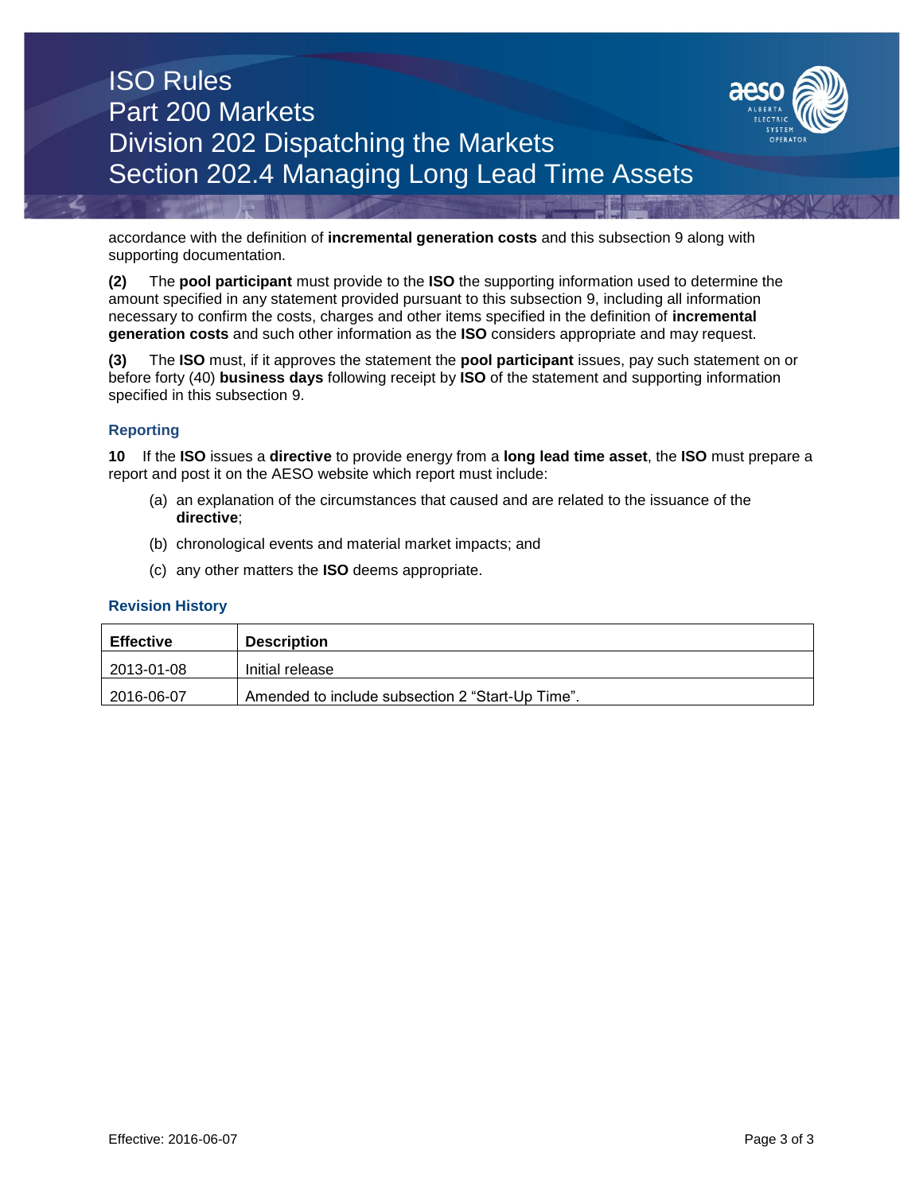accordance with the definition of **incremental generation costs** and this subsection 9 along with supporting documentation.

**(2)** The **pool participant** must provide to the **ISO** the supporting information used to determine the amount specified in any statement provided pursuant to this subsection 9, including all information necessary to confirm the costs, charges and other items specified in the definition of **incremental generation costs** and such other information as the **ISO** considers appropriate and may request.

**(3)** The **ISO** must, if it approves the statement the **pool participant** issues, pay such statement on or before forty (40) **business days** following receipt by **ISO** of the statement and supporting information specified in this subsection 9.

### Reporting

**10** If the **ISO** issues a **directive** to provide energy from a **long lead time asset**, the **ISO** must prepare a report and post it on the AESO website which report must include:

(a) an explanation of the circumstances that caused and are related to the issuance of the **directive**;

(b) chronological events and material market impacts; and

(c) any other matters the **ISO** deems appropriate.

### Revision History

| Effective | Description |
|---|---|
| 2013-01-08 | Initial release |
| 2016-06-07 | Amended to include subsection 2 "Start-Up Time". |